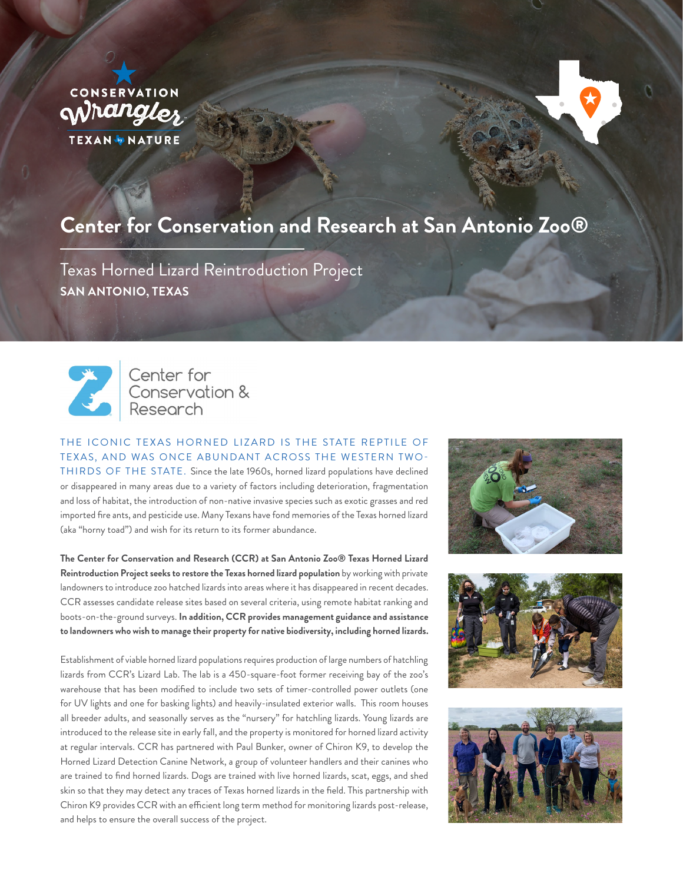CONSERVATION Wrangler

TEXAN by NATURE

# Center for Conservation and Research at San Antonio Zoo®

## Texas Horned Lizard Reintroduction Project

**SAN ANTONIO, TEXAS**

Center for Conservation & Research

THE ICONIC TEXAS HORNED LIZARD IS THE STATE REPTILE OF TEXAS, AND WAS ONCE ABUNDANT ACROSS THE WESTERN TWO-THIRDS OF THE STATE. Since the late 1960s, horned lizard populations have declined or disappeared in many areas due to a variety of factors including deterioration, fragmentation and loss of habitat, the introduction of non-native invasive species such as exotic grasses and red imported fire ants, and pesticide use. Many Texans have fond memories of the Texas horned lizard (aka "horny toad") and wish for its return to its former abundance.

**The Center for Conservation and Research (CCR) at San Antonio Zoo® Texas Horned Lizard Reintroduction Project seeks to restore the Texas horned lizard population** by working with private landowners to introduce zoo hatched lizards into areas where it has disappeared in recent decades. CCR assesses candidate release sites based on several criteria, using remote habitat ranking and boots-on-the-ground surveys. **In addition, CCR provides management guidance and assistance to landowners who wish to manage their property for native biodiversity, including horned lizards.**

Establishment of viable horned lizard populations requires production of large numbers of hatchling lizards from CCR's Lizard Lab. The lab is a 450-square-foot former receiving bay of the zoo's warehouse that has been modified to include two sets of timer-controlled power outlets (one for UV lights and one for basking lights) and heavily-insulated exterior walls. This room houses all breeder adults, and seasonally serves as the "nursery" for hatchling lizards. Young lizards are introduced to the release site in early fall, and the property is monitored for horned lizard activity at regular intervals. CCR has partnered with Paul Bunker, owner of Chiron K9, to develop the Horned Lizard Detection Canine Network, a group of volunteer handlers and their canines who are trained to find horned lizards. Dogs are trained with live horned lizards, scat, eggs, and shed skin so that they may detect any traces of Texas horned lizards in the field. This partnership with Chiron K9 provides CCR with an efficient long term method for monitoring lizards post-release, and helps to ensure the overall success of the project.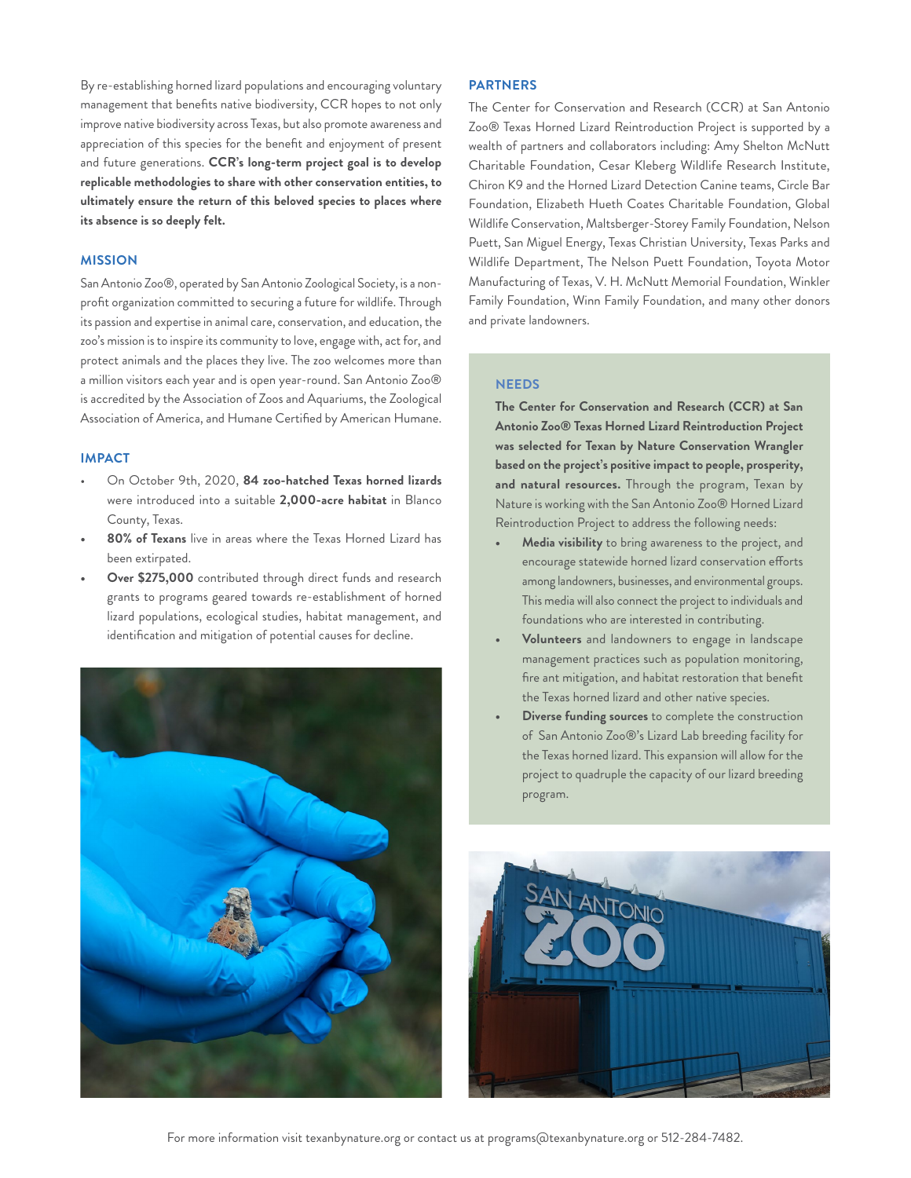By re-establishing horned lizard populations and encouraging voluntary management that benefits native biodiversity, CCR hopes to not only improve native biodiversity across Texas, but also promote awareness and appreciation of this species for the benefit and enjoyment of present and future generations. **CCR's long-term project goal is to develop replicable methodologies to share with other conservation entities, to ultimately ensure the return of this beloved species to places where its absence is so deeply felt.**

## MISSION

San Antonio Zoo®, operated by San Antonio Zoological Society, is a non-profit organization committed to securing a future for wildlife. Through its passion and expertise in animal care, conservation, and education, the zoo's mission is to inspire its community to love, engage with, act for, and protect animals and the places they live. The zoo welcomes more than a million visitors each year and is open year-round. San Antonio Zoo® is accredited by the Association of Zoos and Aquariums, the Zoological Association of America, and Humane Certified by American Humane.

## IMPACT

- On October 9th, 2020, **84 zoo-hatched Texas horned lizards** were introduced into a suitable **2,000-acre habitat** in Blanco County, Texas.
- **80% of Texans** live in areas where the Texas Horned Lizard has been extirpated.
- **Over $275,000** contributed through direct funds and research grants to programs geared towards re-establishment of horned lizard populations, ecological studies, habitat management, and identification and mitigation of potential causes for decline.

## PARTNERS

The Center for Conservation and Research (CCR) at San Antonio Zoo® Texas Horned Lizard Reintroduction Project is supported by a wealth of partners and collaborators including: Amy Shelton McNutt Charitable Foundation, Cesar Kleberg Wildlife Research Institute, Chiron K9 and the Horned Lizard Detection Canine teams, Circle Bar Foundation, Elizabeth Hueth Coates Charitable Foundation, Global Wildlife Conservation, Maltsberger-Storey Family Foundation, Nelson Puett, San Miguel Energy, Texas Christian University, Texas Parks and Wildlife Department, The Nelson Puett Foundation, Toyota Motor Manufacturing of Texas, V. H. McNutt Memorial Foundation, Winkler Family Foundation, Winn Family Foundation, and many other donors and private landowners.

## NEEDS

**The Center for Conservation and Research (CCR) at San Antonio Zoo® Texas Horned Lizard Reintroduction Project was selected for Texan by Nature Conservation Wrangler based on the project's positive impact to people, prosperity, and natural resources.** Through the program, Texan by Nature is working with the San Antonio Zoo® Horned Lizard Reintroduction Project to address the following needs:

- **Media visibility** to bring awareness to the project, and encourage statewide horned lizard conservation efforts among landowners, businesses, and environmental groups. This media will also connect the project to individuals and foundations who are interested in contributing.
- **Volunteers** and landowners to engage in landscape management practices such as population monitoring, fire ant mitigation, and habitat restoration that benefit the Texas horned lizard and other native species.
- **Diverse funding sources** to complete the construction of San Antonio Zoo®'s Lizard Lab breeding facility for the Texas horned lizard. This expansion will allow for the project to quadruple the capacity of our lizard breeding program.

For more information visit texanbynature.org or contact us at programs@texanbynature.org or 512-284-7482.